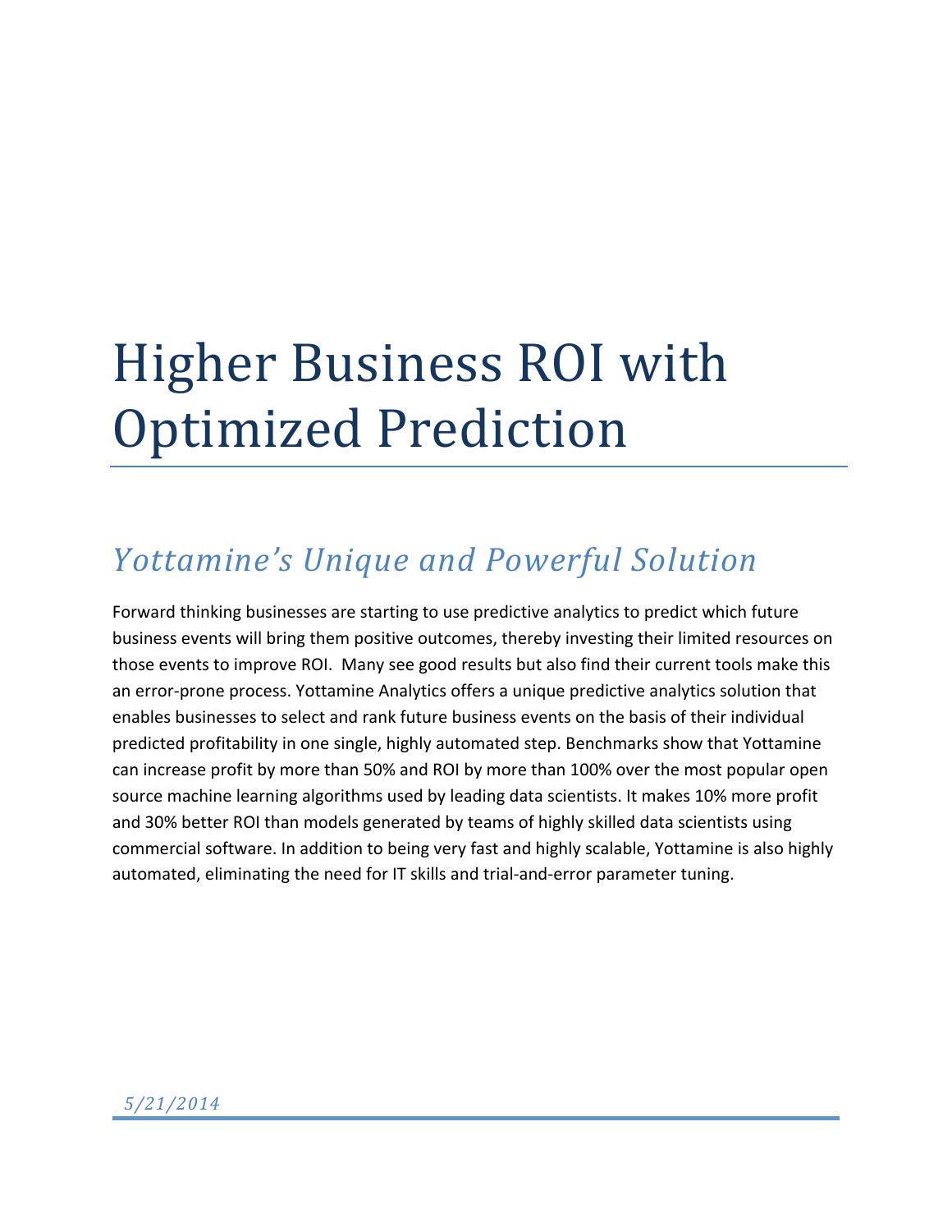# Higher Business ROI with Optimized Prediction

## *Yottamine's Unique and Powerful Solution*

Forward thinking businesses are starting to use predictive analytics to predict which future business events will bring them positive outcomes, thereby investing their limited resources on those events to improve ROI. Many see good results but also find their current tools make this an error-prone process. Yottamine Analytics offers a unique predictive analytics solution that enables businesses to select and rank future business events on the basis of their individual predicted profitability in one single, highly automated step. Benchmarks show that Yottamine can increase profit by more than 50% and ROI by more than 100% over the most popular open source machine learning algorithms used by leading data scientists. It makes 10% more profit and 30% better ROI than models generated by teams of highly skilled data scientists using commercial software. In addition to being very fast and highly scalable, Yottamine is also highly automated, eliminating the need for IT skills and trial-and-error parameter tuning.

*5/21/2014*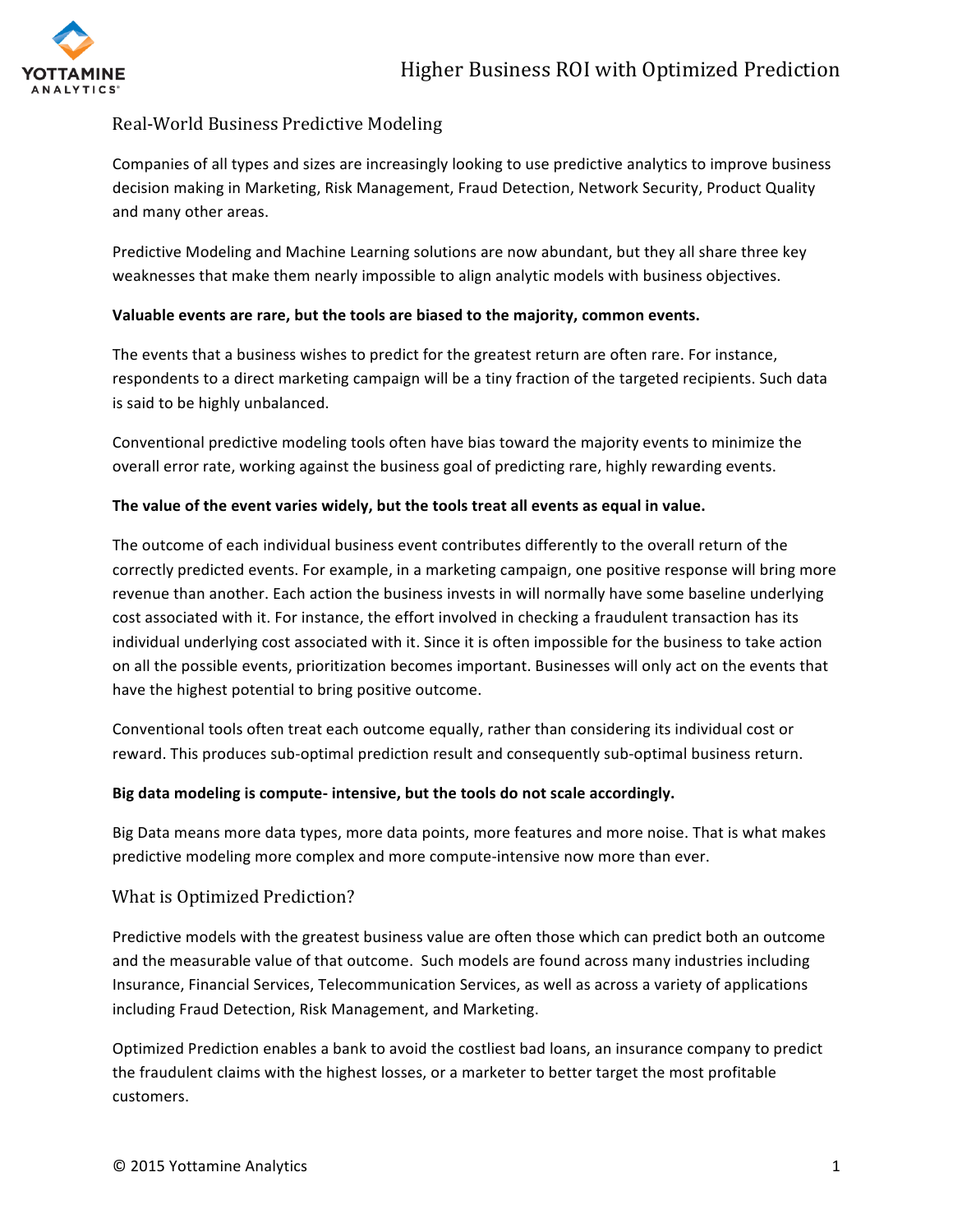## Real-World Business Predictive Modeling

Companies of all types and sizes are increasingly looking to use predictive analytics to improve business decision making in Marketing, Risk Management, Fraud Detection, Network Security, Product Quality and many other areas.

Predictive Modeling and Machine Learning solutions are now abundant, but they all share three key weaknesses that make them nearly impossible to align analytic models with business objectives.

**Valuable events are rare, but the tools are biased to the majority, common events.**

The events that a business wishes to predict for the greatest return are often rare. For instance, respondents to a direct marketing campaign will be a tiny fraction of the targeted recipients. Such data is said to be highly unbalanced.

Conventional predictive modeling tools often have bias toward the majority events to minimize the overall error rate, working against the business goal of predicting rare, highly rewarding events.

**The value of the event varies widely, but the tools treat all events as equal in value.**

The outcome of each individual business event contributes differently to the overall return of the correctly predicted events. For example, in a marketing campaign, one positive response will bring more revenue than another. Each action the business invests in will normally have some baseline underlying cost associated with it. For instance, the effort involved in checking a fraudulent transaction has its individual underlying cost associated with it. Since it is often impossible for the business to take action on all the possible events, prioritization becomes important. Businesses will only act on the events that have the highest potential to bring positive outcome.

Conventional tools often treat each outcome equally, rather than considering its individual cost or reward. This produces sub-optimal prediction result and consequently sub-optimal business return.

**Big data modeling is compute- intensive, but the tools do not scale accordingly.**

Big Data means more data types, more data points, more features and more noise. That is what makes predictive modeling more complex and more compute-intensive now more than ever.

## What is Optimized Prediction?

Predictive models with the greatest business value are often those which can predict both an outcome and the measurable value of that outcome. Such models are found across many industries including Insurance, Financial Services, Telecommunication Services, as well as across a variety of applications including Fraud Detection, Risk Management, and Marketing.

Optimized Prediction enables a bank to avoid the costliest bad loans, an insurance company to predict the fraudulent claims with the highest losses, or a marketer to better target the most profitable customers.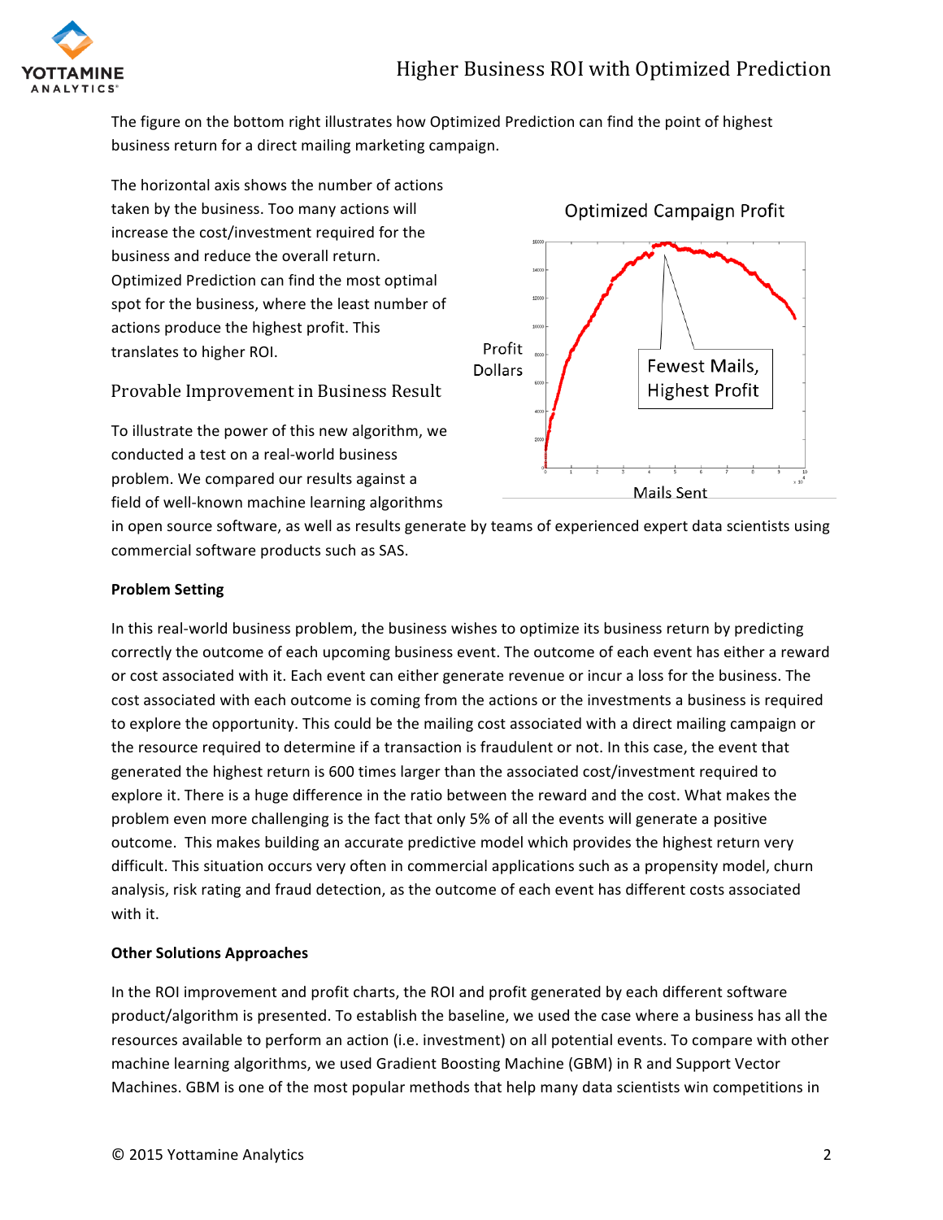The figure on the bottom right illustrates how Optimized Prediction can find the point of highest business return for a direct mailing marketing campaign.

The horizontal axis shows the number of actions taken by the business. Too many actions will increase the cost/investment required for the business and reduce the overall return. Optimized Prediction can find the most optimal spot for the business, where the least number of actions produce the highest profit. This translates to higher ROI.

## Provable Improvement in Business Result

To illustrate the power of this new algorithm, we conducted a test on a real-world business problem. We compared our results against a field of well-known machine learning algorithms in open source software, as well as results generate by teams of experienced expert data scientists using commercial software products such as SAS.

**Problem Setting**

In this real-world business problem, the business wishes to optimize its business return by predicting correctly the outcome of each upcoming business event. The outcome of each event has either a reward or cost associated with it. Each event can either generate revenue or incur a loss for the business. The cost associated with each outcome is coming from the actions or the investments a business is required to explore the opportunity. This could be the mailing cost associated with a direct mailing campaign or the resource required to determine if a transaction is fraudulent or not. In this case, the event that generated the highest return is 600 times larger than the associated cost/investment required to explore it. There is a huge difference in the ratio between the reward and the cost. What makes the problem even more challenging is the fact that only 5% of all the events will generate a positive outcome. This makes building an accurate predictive model which provides the highest return very difficult. This situation occurs very often in commercial applications such as a propensity model, churn analysis, risk rating and fraud detection, as the outcome of each event has different costs associated with it.

**Other Solutions Approaches**

In the ROI improvement and profit charts, the ROI and profit generated by each different software product/algorithm is presented. To establish the baseline, we used the case where a business has all the resources available to perform an action (i.e. investment) on all potential events. To compare with other machine learning algorithms, we used Gradient Boosting Machine (GBM) in R and Support Vector Machines. GBM is one of the most popular methods that help many data scientists win competitions in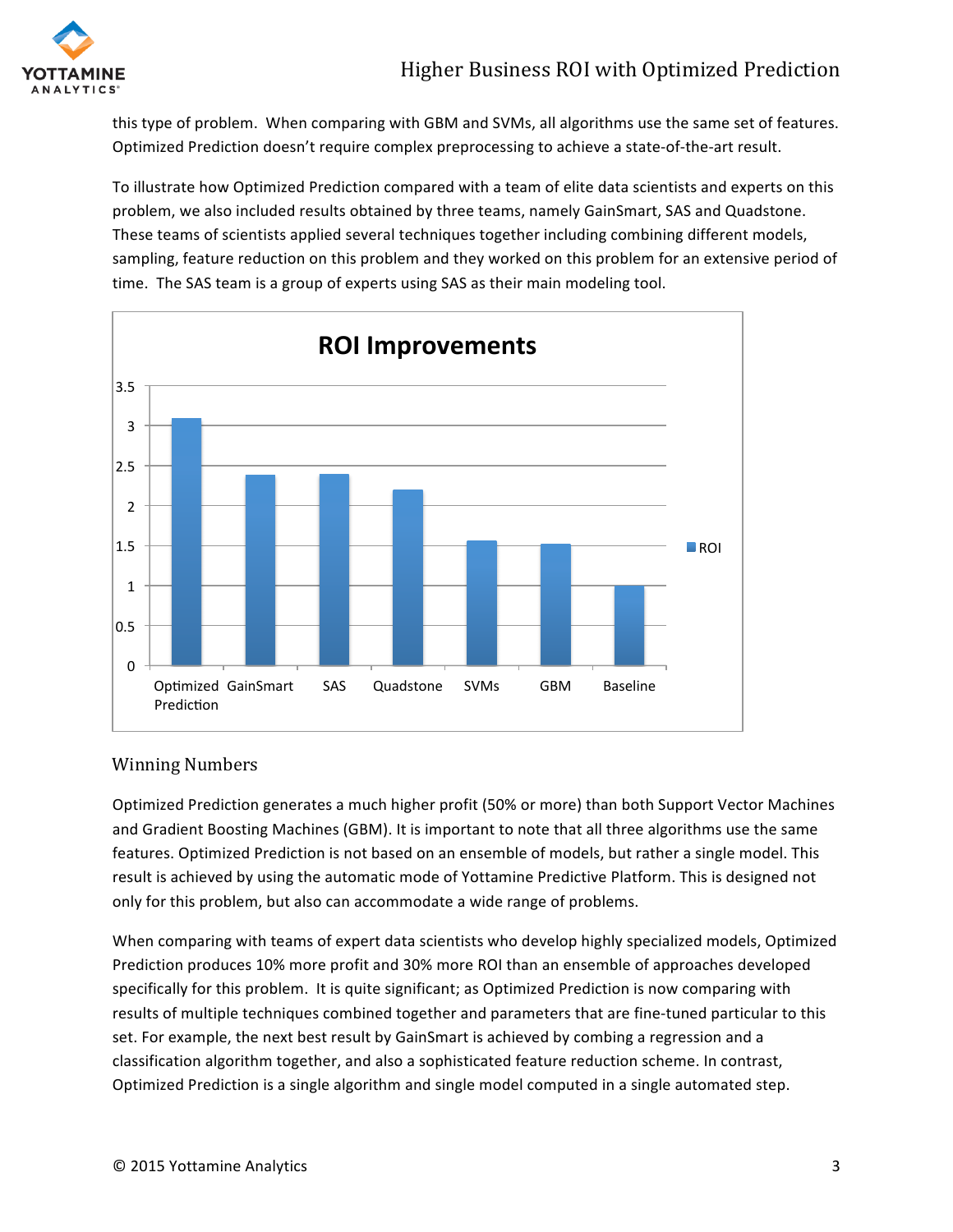this type of problem. When comparing with GBM and SVMs, all algorithms use the same set of features. Optimized Prediction doesn't require complex preprocessing to achieve a state-of-the-art result.

To illustrate how Optimized Prediction compared with a team of elite data scientists and experts on this problem, we also included results obtained by three teams, namely GainSmart, SAS and Quadstone. These teams of scientists applied several techniques together including combining different models, sampling, feature reduction on this problem and they worked on this problem for an extensive period of time. The SAS team is a group of experts using SAS as their main modeling tool.

## Winning Numbers

Optimized Prediction generates a much higher profit (50% or more) than both Support Vector Machines and Gradient Boosting Machines (GBM). It is important to note that all three algorithms use the same features. Optimized Prediction is not based on an ensemble of models, but rather a single model. This result is achieved by using the automatic mode of Yottamine Predictive Platform. This is designed not only for this problem, but also can accommodate a wide range of problems.

When comparing with teams of expert data scientists who develop highly specialized models, Optimized Prediction produces 10% more profit and 30% more ROI than an ensemble of approaches developed specifically for this problem. It is quite significant; as Optimized Prediction is now comparing with results of multiple techniques combined together and parameters that are fine-tuned particular to this set. For example, the next best result by GainSmart is achieved by combing a regression and a classification algorithm together, and also a sophisticated feature reduction scheme. In contrast, Optimized Prediction is a single algorithm and single model computed in a single automated step.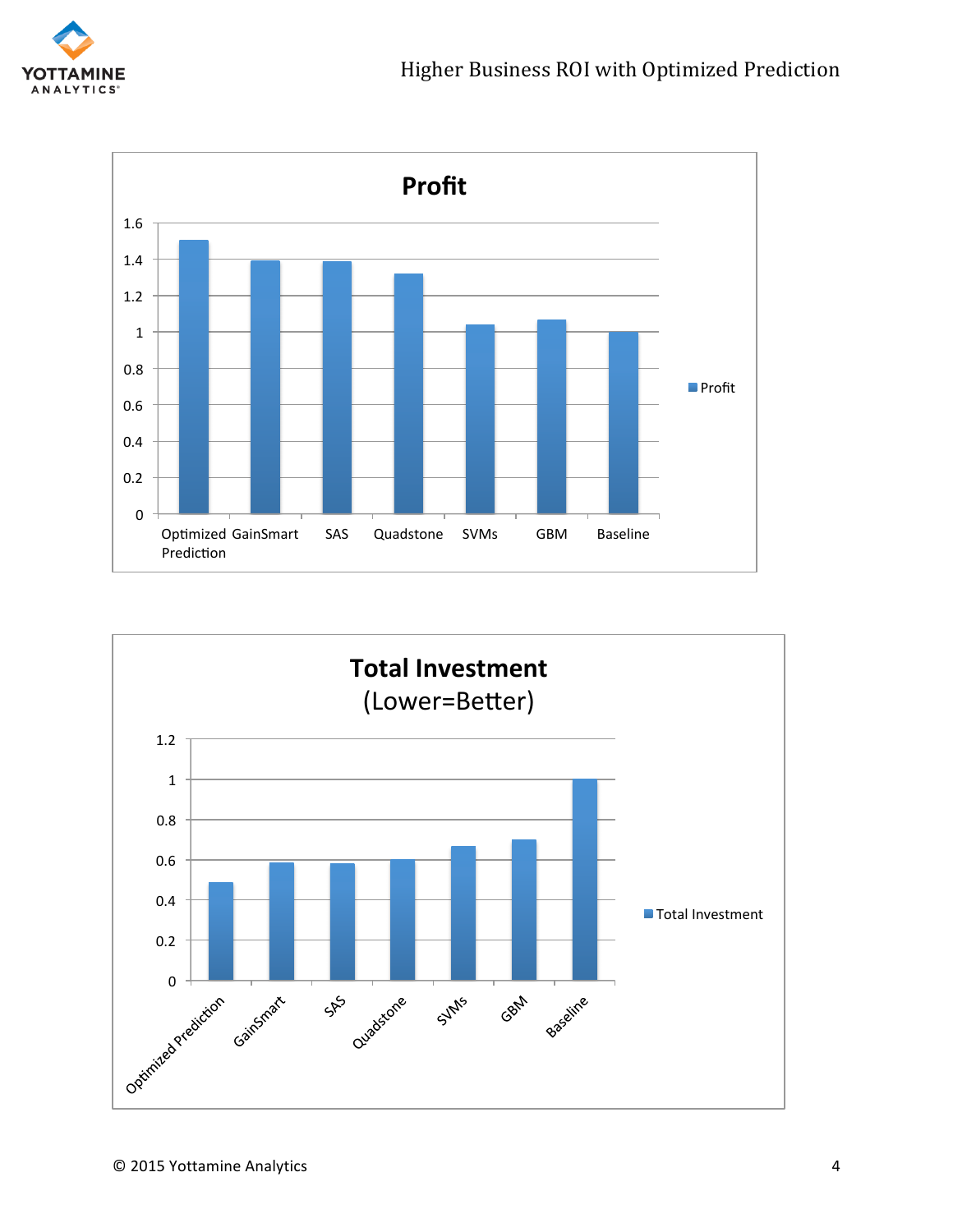**Profit**

| | Profit |
|---|---|
| Optimized Prediction | 1.5 |
| GainSmart | 1.39 |
| SAS | 1.385 |
| Quadstone | 1.32 |
| SVMs | 1.04 |
| GBM | 1.07 |
| Baseline | 1 |

**Total Investment**
(Lower=Better)

| | Total Investment |
|---|---|
| Optimized Prediction | 0.49 |
| GainSmart | 0.585 |
| SAS | 0.58 |
| Quadstone | 0.6 |
| SVMs | 0.67 |
| GBM | 0.7 |
| Baseline | 1 |

© 2015 Yottamine Analytics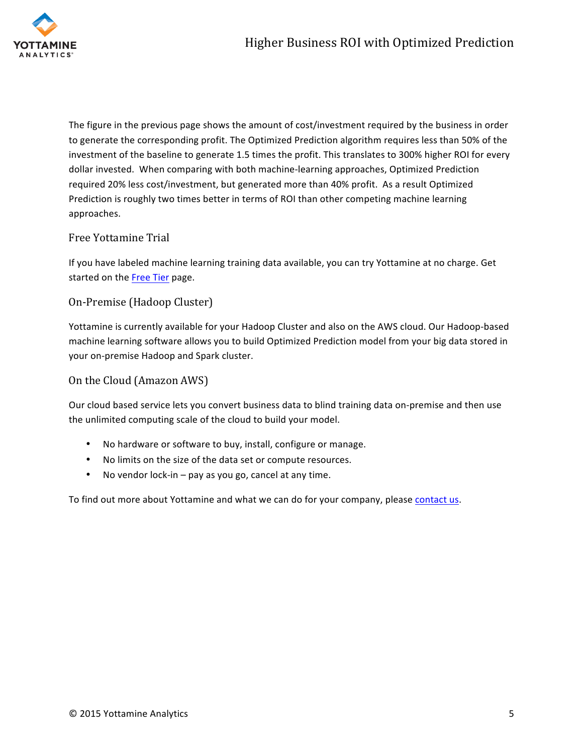The figure in the previous page shows the amount of cost/investment required by the business in order to generate the corresponding profit. The Optimized Prediction algorithm requires less than 50% of the investment of the baseline to generate 1.5 times the profit. This translates to 300% higher ROI for every dollar invested. When comparing with both machine-learning approaches, Optimized Prediction required 20% less cost/investment, but generated more than 40% profit. As a result Optimized Prediction is roughly two times better in terms of ROI than other competing machine learning approaches.

## Free Yottamine Trial

If you have labeled machine learning training data available, you can try Yottamine at no charge. Get started on the Free Tier page.

## On-Premise (Hadoop Cluster)

Yottamine is currently available for your Hadoop Cluster and also on the AWS cloud. Our Hadoop-based machine learning software allows you to build Optimized Prediction model from your big data stored in your on-premise Hadoop and Spark cluster.

## On the Cloud (Amazon AWS)

Our cloud based service lets you convert business data to blind training data on-premise and then use the unlimited computing scale of the cloud to build your model.

- No hardware or software to buy, install, configure or manage.
- No limits on the size of the data set or compute resources.
- No vendor lock-in – pay as you go, cancel at any time.

To find out more about Yottamine and what we can do for your company, please contact us.

© 2015 Yottamine Analytics